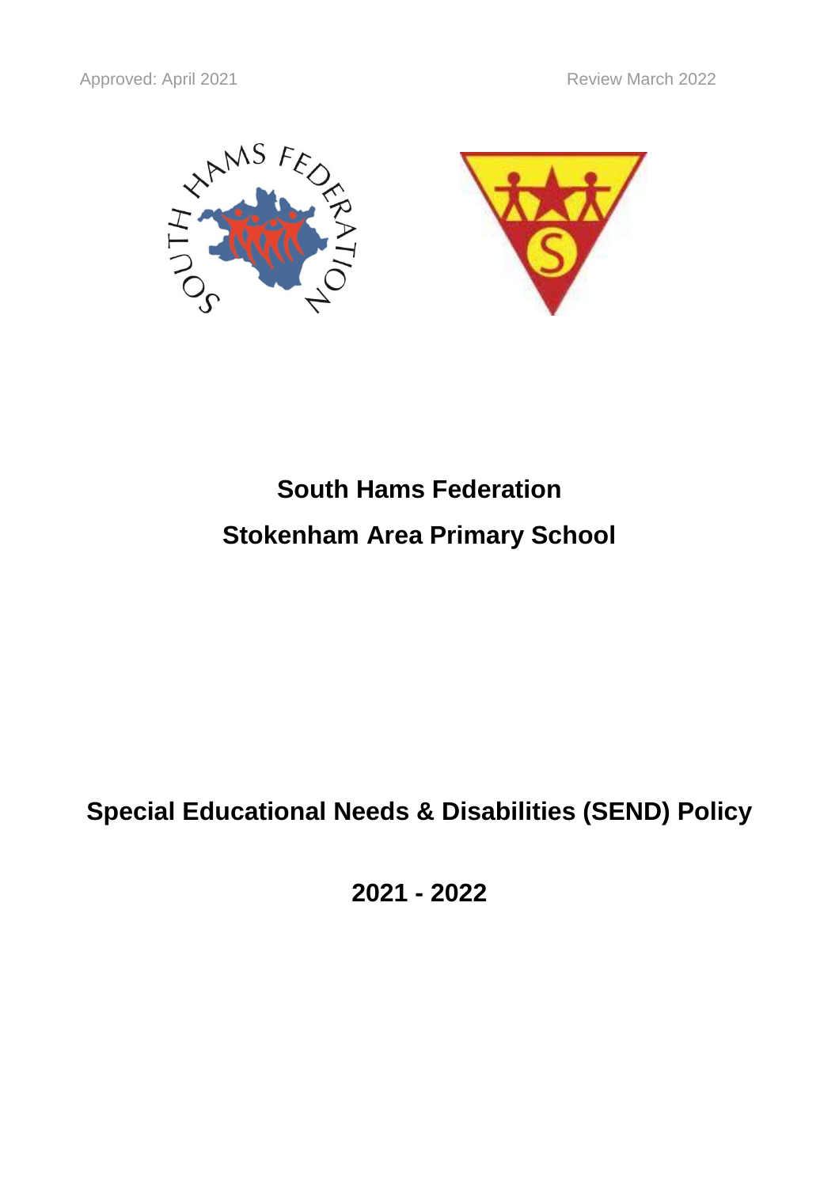Approved: April 2021 Review March 2022

# South Hams Federation

# Stokenham Area Primary School

# Special Educational Needs & Disabilities (SEND) Policy

# 2021 - 2022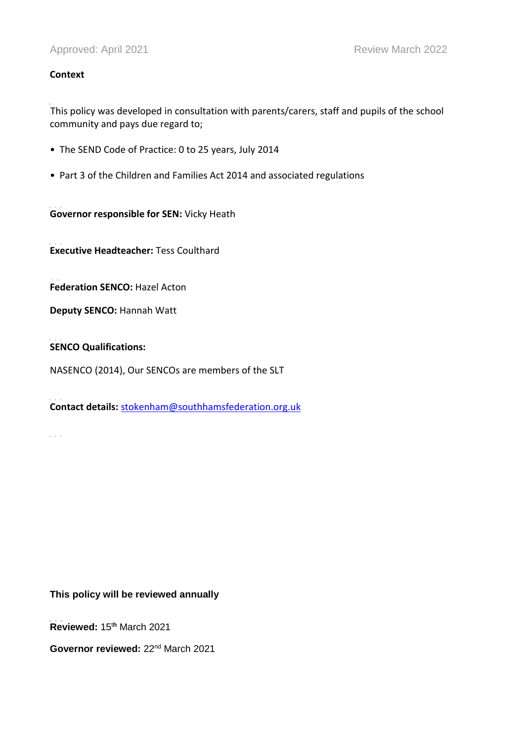Approved: April 2021 Review March 2022

**Context**

This policy was developed in consultation with parents/carers, staff and pupils of the school community and pays due regard to;

- The SEND Code of Practice: 0 to 25 years, July 2014
- Part 3 of the Children and Families Act 2014 and associated regulations

**Governor responsible for SEN:** Vicky Heath

**Executive Headteacher:** Tess Coulthard

**Federation SENCO:** Hazel Acton

**Deputy SENCO:** Hannah Watt

**SENCO Qualifications:**

NASENCO (2014), Our SENCOs are members of the SLT

**Contact details:** stokenham@southhamsfederation.org.uk

**This policy will be reviewed annually**

**Reviewed:** 15th March 2021

**Governor reviewed:** 22nd March 2021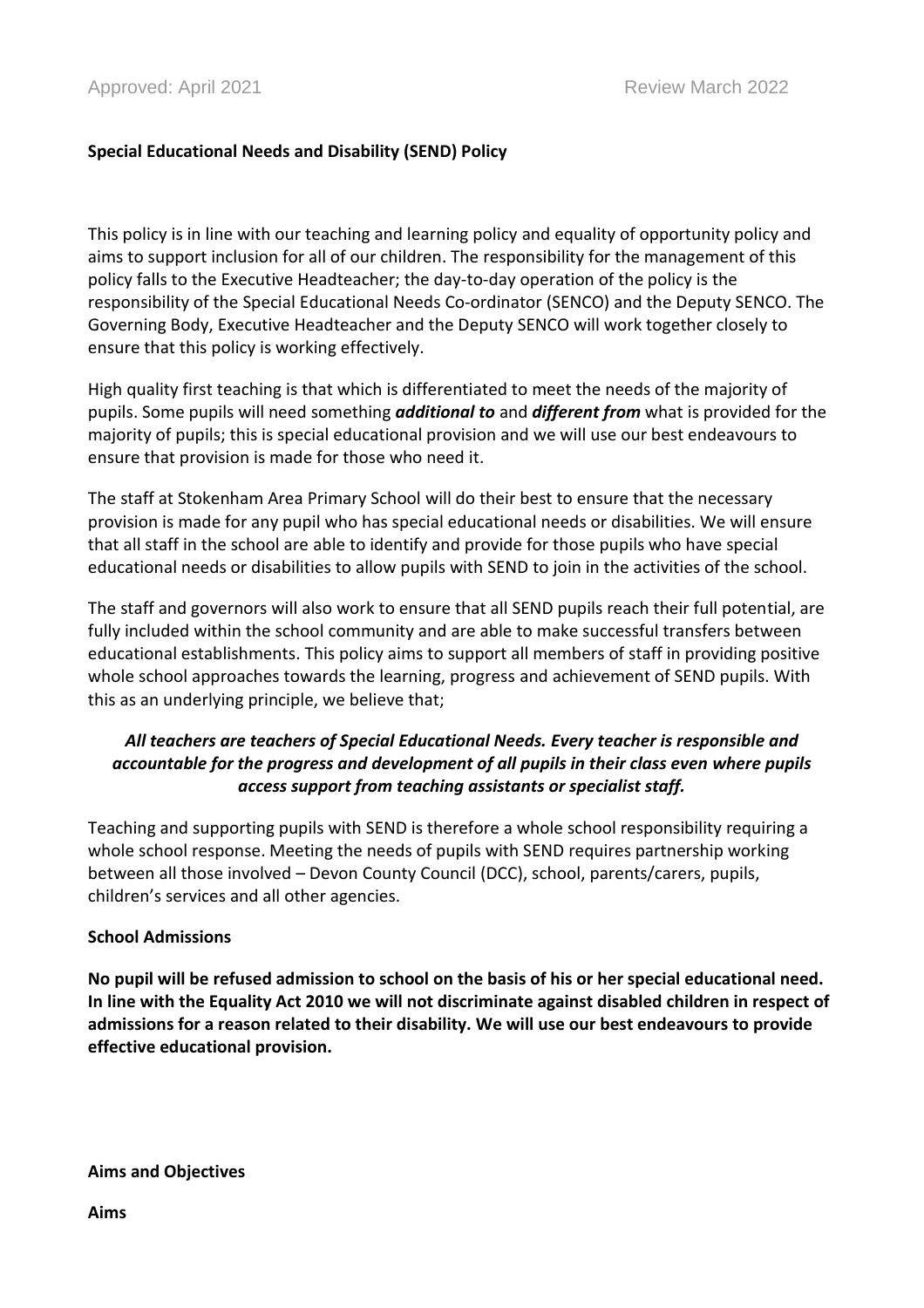Approved: April 2021 Review March 2022

**Special Educational Needs and Disability (SEND) Policy**

This policy is in line with our teaching and learning policy and equality of opportunity policy and aims to support inclusion for all of our children. The responsibility for the management of this policy falls to the Executive Headteacher; the day-to-day operation of the policy is the responsibility of the Special Educational Needs Co-ordinator (SENCO) and the Deputy SENCO. The Governing Body, Executive Headteacher and the Deputy SENCO will work together closely to ensure that this policy is working effectively.

High quality first teaching is that which is differentiated to meet the needs of the majority of pupils. Some pupils will need something ***additional to*** and ***different from*** what is provided for the majority of pupils; this is special educational provision and we will use our best endeavours to ensure that provision is made for those who need it.

The staff at Stokenham Area Primary School will do their best to ensure that the necessary provision is made for any pupil who has special educational needs or disabilities. We will ensure that all staff in the school are able to identify and provide for those pupils who have special educational needs or disabilities to allow pupils with SEND to join in the activities of the school.

The staff and governors will also work to ensure that all SEND pupils reach their full potential, are fully included within the school community and are able to make successful transfers between educational establishments. This policy aims to support all members of staff in providing positive whole school approaches towards the learning, progress and achievement of SEND pupils. With this as an underlying principle, we believe that;

***All teachers are teachers of Special Educational Needs. Every teacher is responsible and accountable for the progress and development of all pupils in their class even where pupils access support from teaching assistants or specialist staff.***

Teaching and supporting pupils with SEND is therefore a whole school responsibility requiring a whole school response. Meeting the needs of pupils with SEND requires partnership working between all those involved – Devon County Council (DCC), school, parents/carers, pupils, children's services and all other agencies.

**School Admissions**

**No pupil will be refused admission to school on the basis of his or her special educational need. In line with the Equality Act 2010 we will not discriminate against disabled children in respect of admissions for a reason related to their disability. We will use our best endeavours to provide effective educational provision.**

**Aims and Objectives**

**Aims**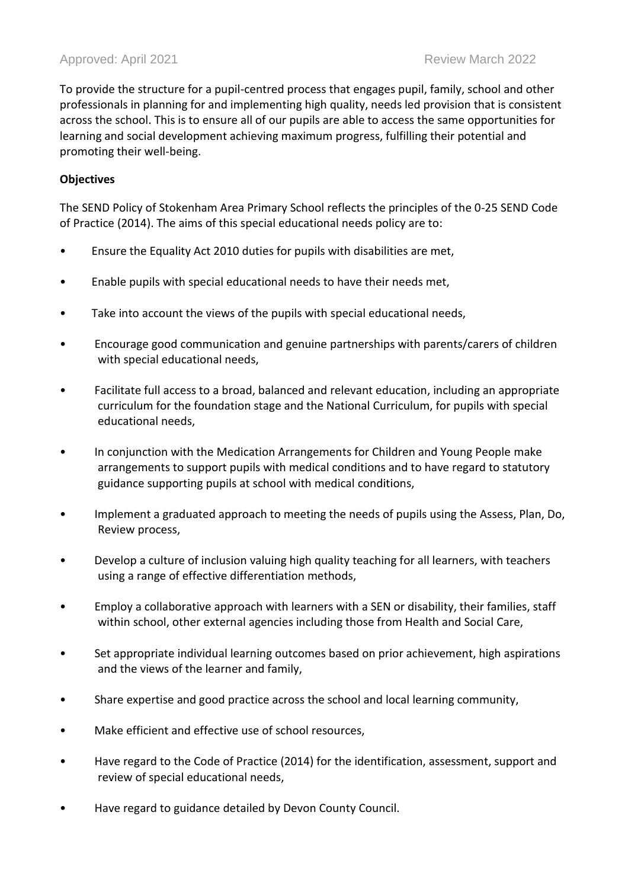Approved: April 2021 Review March 2022

To provide the structure for a pupil-centred process that engages pupil, family, school and other professionals in planning for and implementing high quality, needs led provision that is consistent across the school. This is to ensure all of our pupils are able to access the same opportunities for learning and social development achieving maximum progress, fulfilling their potential and promoting their well-being.

**Objectives**

The SEND Policy of Stokenham Area Primary School reflects the principles of the 0-25 SEND Code of Practice (2014). The aims of this special educational needs policy are to:

- Ensure the Equality Act 2010 duties for pupils with disabilities are met,
- Enable pupils with special educational needs to have their needs met,
- Take into account the views of the pupils with special educational needs,
- Encourage good communication and genuine partnerships with parents/carers of children with special educational needs,
- Facilitate full access to a broad, balanced and relevant education, including an appropriate curriculum for the foundation stage and the National Curriculum, for pupils with special educational needs,
- In conjunction with the Medication Arrangements for Children and Young People make arrangements to support pupils with medical conditions and to have regard to statutory guidance supporting pupils at school with medical conditions,
- Implement a graduated approach to meeting the needs of pupils using the Assess, Plan, Do, Review process,
- Develop a culture of inclusion valuing high quality teaching for all learners, with teachers using a range of effective differentiation methods,
- Employ a collaborative approach with learners with a SEN or disability, their families, staff within school, other external agencies including those from Health and Social Care,
- Set appropriate individual learning outcomes based on prior achievement, high aspirations and the views of the learner and family,
- Share expertise and good practice across the school and local learning community,
- Make efficient and effective use of school resources,
- Have regard to the Code of Practice (2014) for the identification, assessment, support and review of special educational needs,
- Have regard to guidance detailed by Devon County Council.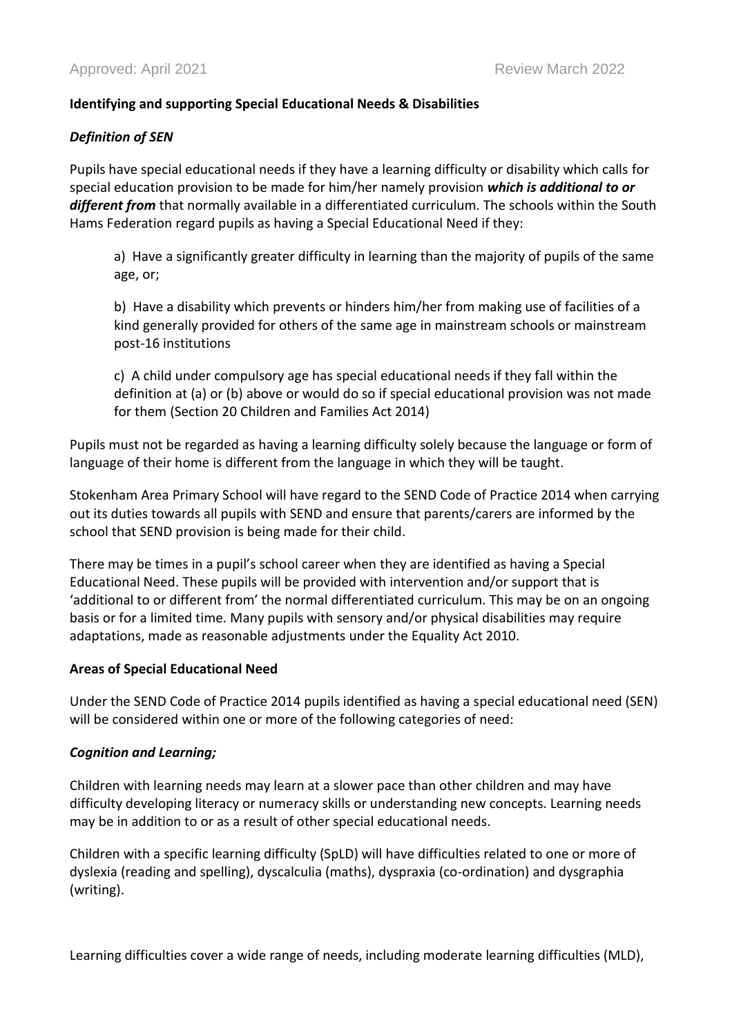**Identifying and supporting Special Educational Needs & Disabilities**

***Definition of SEN***

Pupils have special educational needs if they have a learning difficulty or disability which calls for special education provision to be made for him/her namely provision ***which is additional to or different from*** that normally available in a differentiated curriculum. The schools within the South Hams Federation regard pupils as having a Special Educational Need if they:

a) Have a significantly greater difficulty in learning than the majority of pupils of the same age, or;

b) Have a disability which prevents or hinders him/her from making use of facilities of a kind generally provided for others of the same age in mainstream schools or mainstream post-16 institutions

c) A child under compulsory age has special educational needs if they fall within the definition at (a) or (b) above or would do so if special educational provision was not made for them (Section 20 Children and Families Act 2014)

Pupils must not be regarded as having a learning difficulty solely because the language or form of language of their home is different from the language in which they will be taught.

Stokenham Area Primary School will have regard to the SEND Code of Practice 2014 when carrying out its duties towards all pupils with SEND and ensure that parents/carers are informed by the school that SEND provision is being made for their child.

There may be times in a pupil's school career when they are identified as having a Special Educational Need. These pupils will be provided with intervention and/or support that is 'additional to or different from' the normal differentiated curriculum. This may be on an ongoing basis or for a limited time. Many pupils with sensory and/or physical disabilities may require adaptations, made as reasonable adjustments under the Equality Act 2010.

**Areas of Special Educational Need**

Under the SEND Code of Practice 2014 pupils identified as having a special educational need (SEN) will be considered within one or more of the following categories of need:

***Cognition and Learning;***

Children with learning needs may learn at a slower pace than other children and may have difficulty developing literacy or numeracy skills or understanding new concepts. Learning needs may be in addition to or as a result of other special educational needs.

Children with a specific learning difficulty (SpLD) will have difficulties related to one or more of dyslexia (reading and spelling), dyscalculia (maths), dyspraxia (co-ordination) and dysgraphia (writing).

Learning difficulties cover a wide range of needs, including moderate learning difficulties (MLD),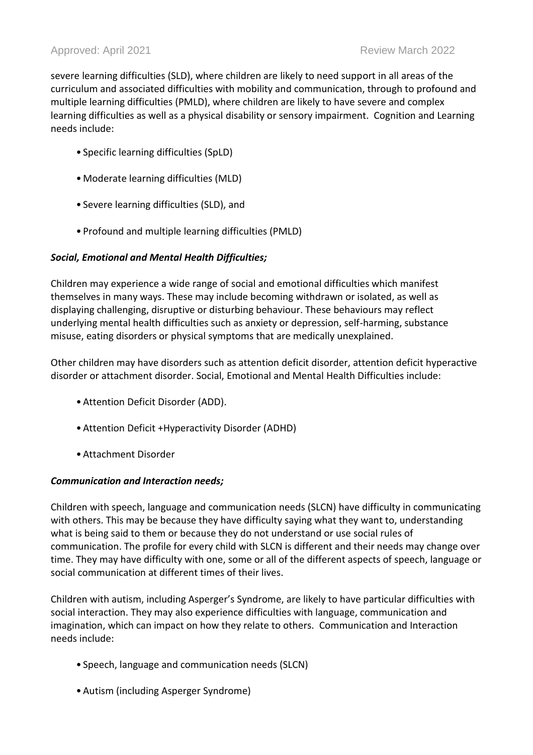severe learning difficulties (SLD), where children are likely to need support in all areas of the curriculum and associated difficulties with mobility and communication, through to profound and multiple learning difficulties (PMLD), where children are likely to have severe and complex learning difficulties as well as a physical disability or sensory impairment. Cognition and Learning needs include:

- Specific learning difficulties (SpLD)
- Moderate learning difficulties (MLD)
- Severe learning difficulties (SLD), and
- Profound and multiple learning difficulties (PMLD)

***Social, Emotional and Mental Health Difficulties;***

Children may experience a wide range of social and emotional difficulties which manifest themselves in many ways. These may include becoming withdrawn or isolated, as well as displaying challenging, disruptive or disturbing behaviour. These behaviours may reflect underlying mental health difficulties such as anxiety or depression, self-harming, substance misuse, eating disorders or physical symptoms that are medically unexplained.

Other children may have disorders such as attention deficit disorder, attention deficit hyperactive disorder or attachment disorder. Social, Emotional and Mental Health Difficulties include:

- Attention Deficit Disorder (ADD).
- Attention Deficit +Hyperactivity Disorder (ADHD)
- Attachment Disorder

***Communication and Interaction needs;***

Children with speech, language and communication needs (SLCN) have difficulty in communicating with others. This may be because they have difficulty saying what they want to, understanding what is being said to them or because they do not understand or use social rules of communication. The profile for every child with SLCN is different and their needs may change over time. They may have difficulty with one, some or all of the different aspects of speech, language or social communication at different times of their lives.

Children with autism, including Asperger's Syndrome, are likely to have particular difficulties with social interaction. They may also experience difficulties with language, communication and imagination, which can impact on how they relate to others. Communication and Interaction needs include:

- Speech, language and communication needs (SLCN)
- Autism (including Asperger Syndrome)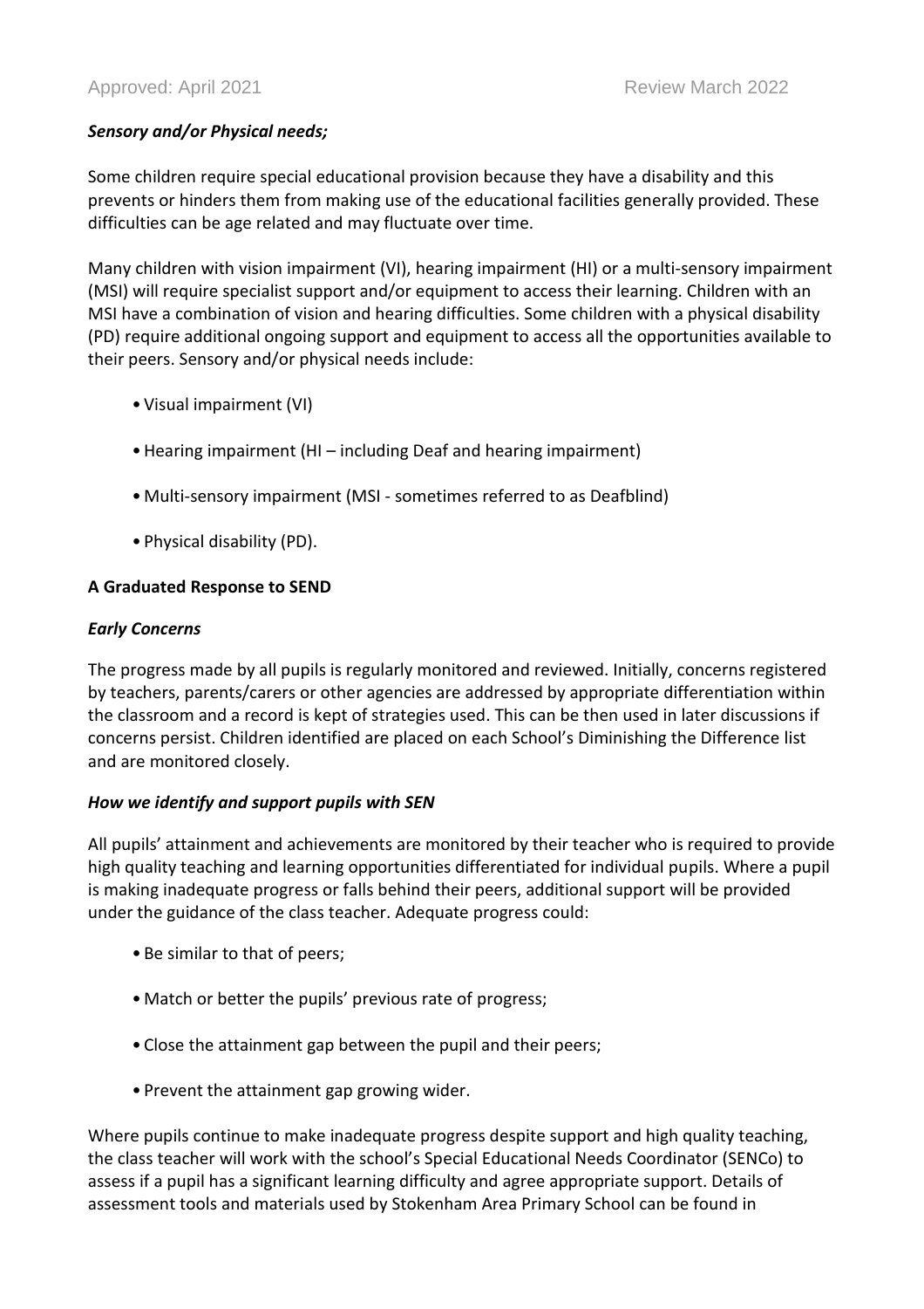***Sensory and/or Physical needs;***

Some children require special educational provision because they have a disability and this prevents or hinders them from making use of the educational facilities generally provided. These difficulties can be age related and may fluctuate over time.

Many children with vision impairment (VI), hearing impairment (HI) or a multi-sensory impairment (MSI) will require specialist support and/or equipment to access their learning. Children with an MSI have a combination of vision and hearing difficulties. Some children with a physical disability (PD) require additional ongoing support and equipment to access all the opportunities available to their peers. Sensory and/or physical needs include:

- Visual impairment (VI)
- Hearing impairment (HI – including Deaf and hearing impairment)
- Multi-sensory impairment (MSI - sometimes referred to as Deafblind)
- Physical disability (PD).

**A Graduated Response to SEND**

***Early Concerns***

The progress made by all pupils is regularly monitored and reviewed. Initially, concerns registered by teachers, parents/carers or other agencies are addressed by appropriate differentiation within the classroom and a record is kept of strategies used. This can be then used in later discussions if concerns persist. Children identified are placed on each School's Diminishing the Difference list and are monitored closely.

***How we identify and support pupils with SEN***

All pupils' attainment and achievements are monitored by their teacher who is required to provide high quality teaching and learning opportunities differentiated for individual pupils. Where a pupil is making inadequate progress or falls behind their peers, additional support will be provided under the guidance of the class teacher. Adequate progress could:

- Be similar to that of peers;
- Match or better the pupils' previous rate of progress;
- Close the attainment gap between the pupil and their peers;
- Prevent the attainment gap growing wider.

Where pupils continue to make inadequate progress despite support and high quality teaching, the class teacher will work with the school's Special Educational Needs Coordinator (SENCo) to assess if a pupil has a significant learning difficulty and agree appropriate support. Details of assessment tools and materials used by Stokenham Area Primary School can be found in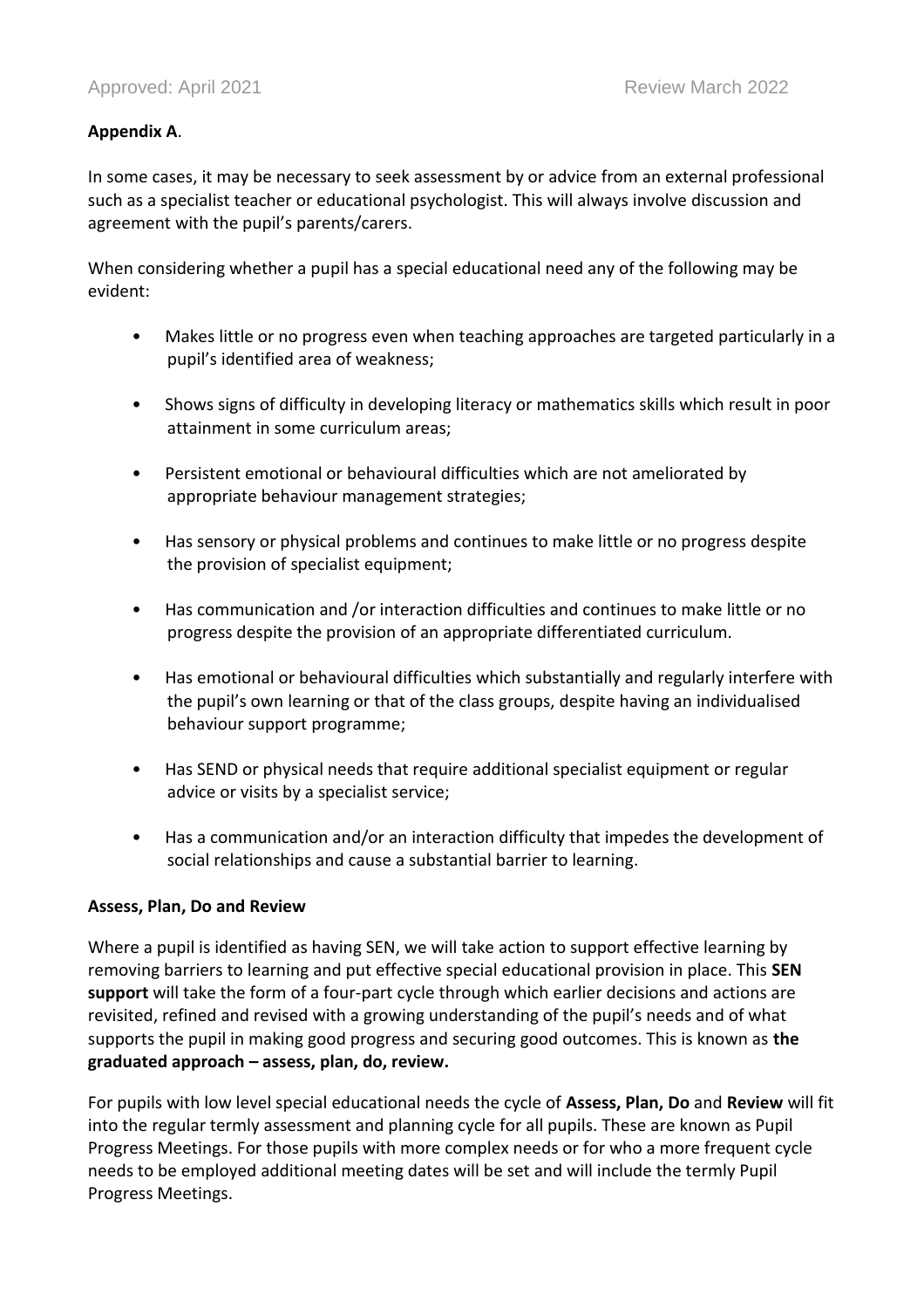**Appendix A**.

In some cases, it may be necessary to seek assessment by or advice from an external professional such as a specialist teacher or educational psychologist. This will always involve discussion and agreement with the pupil's parents/carers.

When considering whether a pupil has a special educational need any of the following may be evident:

- Makes little or no progress even when teaching approaches are targeted particularly in a pupil's identified area of weakness;
- Shows signs of difficulty in developing literacy or mathematics skills which result in poor attainment in some curriculum areas;
- Persistent emotional or behavioural difficulties which are not ameliorated by appropriate behaviour management strategies;
- Has sensory or physical problems and continues to make little or no progress despite the provision of specialist equipment;
- Has communication and /or interaction difficulties and continues to make little or no progress despite the provision of an appropriate differentiated curriculum.
- Has emotional or behavioural difficulties which substantially and regularly interfere with the pupil's own learning or that of the class groups, despite having an individualised behaviour support programme;
- Has SEND or physical needs that require additional specialist equipment or regular advice or visits by a specialist service;
- Has a communication and/or an interaction difficulty that impedes the development of social relationships and cause a substantial barrier to learning.

**Assess, Plan, Do and Review**

Where a pupil is identified as having SEN, we will take action to support effective learning by removing barriers to learning and put effective special educational provision in place. This **SEN support** will take the form of a four-part cycle through which earlier decisions and actions are revisited, refined and revised with a growing understanding of the pupil's needs and of what supports the pupil in making good progress and securing good outcomes. This is known as **the graduated approach – assess, plan, do, review.**

For pupils with low level special educational needs the cycle of **Assess, Plan, Do** and **Review** will fit into the regular termly assessment and planning cycle for all pupils. These are known as Pupil Progress Meetings. For those pupils with more complex needs or for who a more frequent cycle needs to be employed additional meeting dates will be set and will include the termly Pupil Progress Meetings.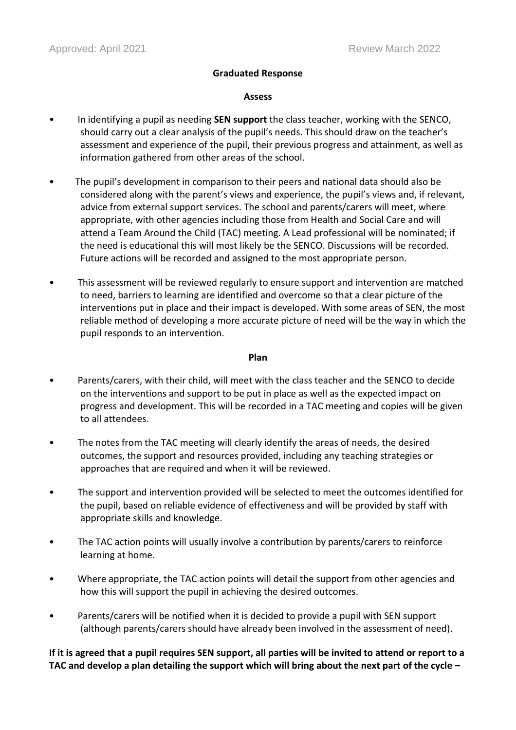Approved: April 2021 Review March 2022

**Graduated Response**

**Assess**

- In identifying a pupil as needing **SEN support** the class teacher, working with the SENCO, should carry out a clear analysis of the pupil's needs. This should draw on the teacher's assessment and experience of the pupil, their previous progress and attainment, as well as information gathered from other areas of the school.
- The pupil's development in comparison to their peers and national data should also be considered along with the parent's views and experience, the pupil's views and, if relevant, advice from external support services. The school and parents/carers will meet, where appropriate, with other agencies including those from Health and Social Care and will attend a Team Around the Child (TAC) meeting. A Lead professional will be nominated; if the need is educational this will most likely be the SENCO. Discussions will be recorded. Future actions will be recorded and assigned to the most appropriate person.
- This assessment will be reviewed regularly to ensure support and intervention are matched to need, barriers to learning are identified and overcome so that a clear picture of the interventions put in place and their impact is developed. With some areas of SEN, the most reliable method of developing a more accurate picture of need will be the way in which the pupil responds to an intervention.

**Plan**

- Parents/carers, with their child, will meet with the class teacher and the SENCO to decide on the interventions and support to be put in place as well as the expected impact on progress and development. This will be recorded in a TAC meeting and copies will be given to all attendees.
- The notes from the TAC meeting will clearly identify the areas of needs, the desired outcomes, the support and resources provided, including any teaching strategies or approaches that are required and when it will be reviewed.
- The support and intervention provided will be selected to meet the outcomes identified for the pupil, based on reliable evidence of effectiveness and will be provided by staff with appropriate skills and knowledge.
- The TAC action points will usually involve a contribution by parents/carers to reinforce learning at home.
- Where appropriate, the TAC action points will detail the support from other agencies and how this will support the pupil in achieving the desired outcomes.
- Parents/carers will be notified when it is decided to provide a pupil with SEN support (although parents/carers should have already been involved in the assessment of need).

**If it is agreed that a pupil requires SEN support, all parties will be invited to attend or report to a TAC and develop a plan detailing the support which will bring about the next part of the cycle –**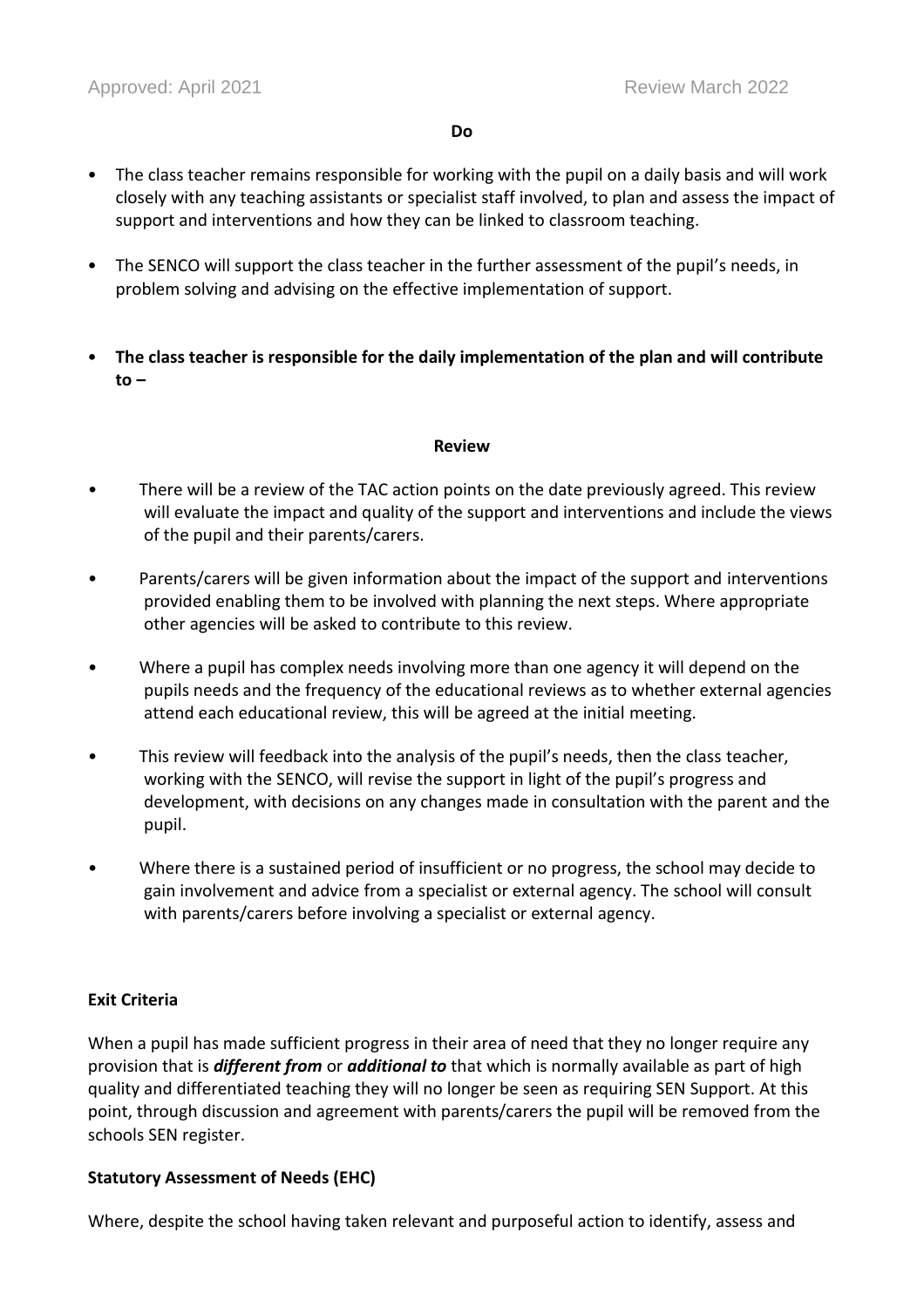**Do**

- The class teacher remains responsible for working with the pupil on a daily basis and will work closely with any teaching assistants or specialist staff involved, to plan and assess the impact of support and interventions and how they can be linked to classroom teaching.

- The SENCO will support the class teacher in the further assessment of the pupil's needs, in problem solving and advising on the effective implementation of support.

- **The class teacher is responsible for the daily implementation of the plan and will contribute to –**

**Review**

- There will be a review of the TAC action points on the date previously agreed. This review will evaluate the impact and quality of the support and interventions and include the views of the pupil and their parents/carers.

- Parents/carers will be given information about the impact of the support and interventions provided enabling them to be involved with planning the next steps. Where appropriate other agencies will be asked to contribute to this review.

- Where a pupil has complex needs involving more than one agency it will depend on the pupils needs and the frequency of the educational reviews as to whether external agencies attend each educational review, this will be agreed at the initial meeting.

- This review will feedback into the analysis of the pupil's needs, then the class teacher, working with the SENCO, will revise the support in light of the pupil's progress and development, with decisions on any changes made in consultation with the parent and the pupil.

- Where there is a sustained period of insufficient or no progress, the school may decide to gain involvement and advice from a specialist or external agency. The school will consult with parents/carers before involving a specialist or external agency.

**Exit Criteria**

When a pupil has made sufficient progress in their area of need that they no longer require any provision that is ***different from*** or ***additional to*** that which is normally available as part of high quality and differentiated teaching they will no longer be seen as requiring SEN Support. At this point, through discussion and agreement with parents/carers the pupil will be removed from the schools SEN register.

**Statutory Assessment of Needs (EHC)**

Where, despite the school having taken relevant and purposeful action to identify, assess and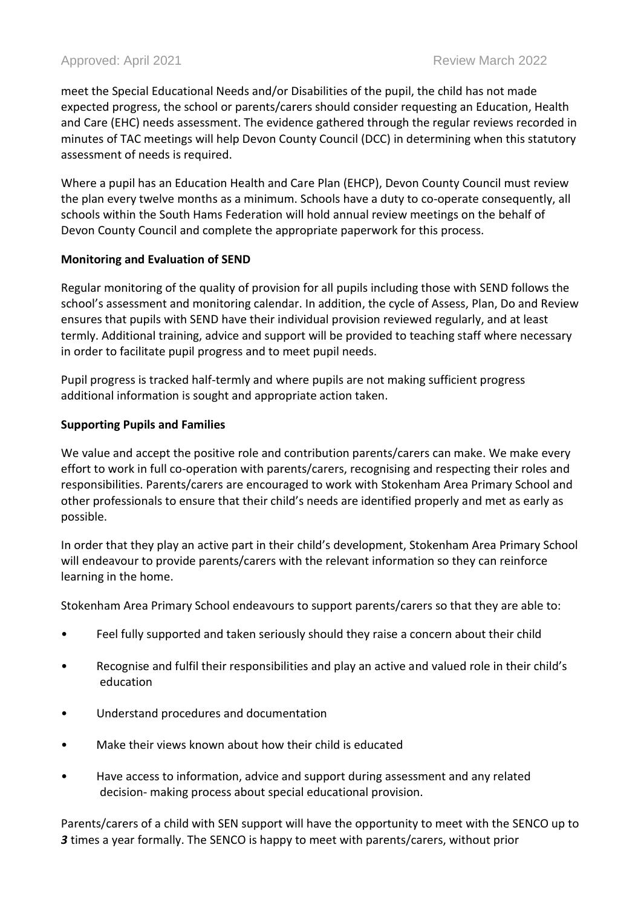meet the Special Educational Needs and/or Disabilities of the pupil, the child has not made expected progress, the school or parents/carers should consider requesting an Education, Health and Care (EHC) needs assessment. The evidence gathered through the regular reviews recorded in minutes of TAC meetings will help Devon County Council (DCC) in determining when this statutory assessment of needs is required.

Where a pupil has an Education Health and Care Plan (EHCP), Devon County Council must review the plan every twelve months as a minimum. Schools have a duty to co-operate consequently, all schools within the South Hams Federation will hold annual review meetings on the behalf of Devon County Council and complete the appropriate paperwork for this process.

**Monitoring and Evaluation of SEND**

Regular monitoring of the quality of provision for all pupils including those with SEND follows the school's assessment and monitoring calendar. In addition, the cycle of Assess, Plan, Do and Review ensures that pupils with SEND have their individual provision reviewed regularly, and at least termly. Additional training, advice and support will be provided to teaching staff where necessary in order to facilitate pupil progress and to meet pupil needs.

Pupil progress is tracked half-termly and where pupils are not making sufficient progress additional information is sought and appropriate action taken.

**Supporting Pupils and Families**

We value and accept the positive role and contribution parents/carers can make. We make every effort to work in full co-operation with parents/carers, recognising and respecting their roles and responsibilities. Parents/carers are encouraged to work with Stokenham Area Primary School and other professionals to ensure that their child's needs are identified properly and met as early as possible.

In order that they play an active part in their child's development, Stokenham Area Primary School will endeavour to provide parents/carers with the relevant information so they can reinforce learning in the home.

Stokenham Area Primary School endeavours to support parents/carers so that they are able to:

- Feel fully supported and taken seriously should they raise a concern about their child
- Recognise and fulfil their responsibilities and play an active and valued role in their child's education
- Understand procedures and documentation
- Make their views known about how their child is educated
- Have access to information, advice and support during assessment and any related decision- making process about special educational provision.

Parents/carers of a child with SEN support will have the opportunity to meet with the SENCO up to ***3*** times a year formally. The SENCO is happy to meet with parents/carers, without prior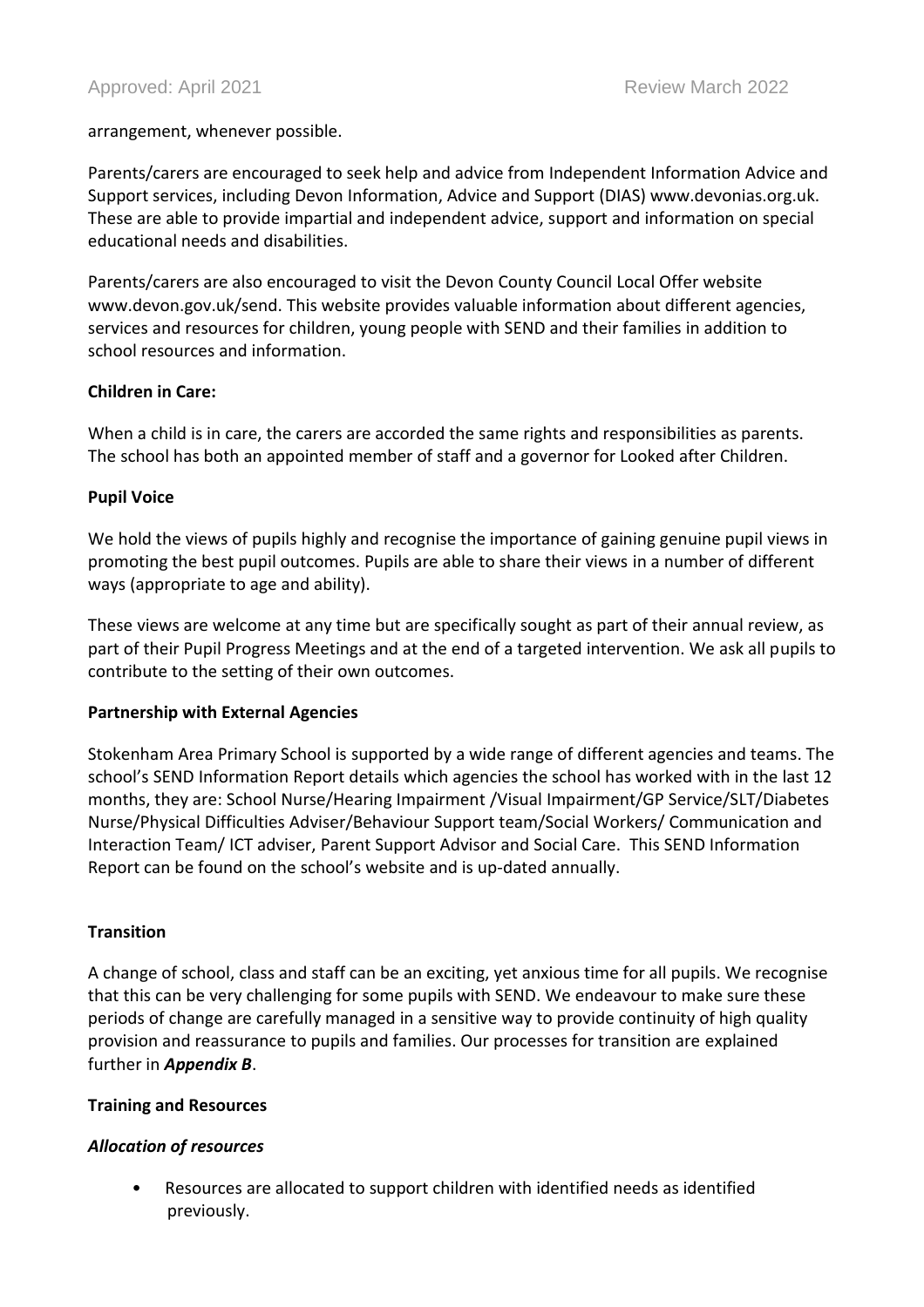arrangement, whenever possible.

Parents/carers are encouraged to seek help and advice from Independent Information Advice and Support services, including Devon Information, Advice and Support (DIAS) www.devonias.org.uk. These are able to provide impartial and independent advice, support and information on special educational needs and disabilities.

Parents/carers are also encouraged to visit the Devon County Council Local Offer website www.devon.gov.uk/send. This website provides valuable information about different agencies, services and resources for children, young people with SEND and their families in addition to school resources and information.

**Children in Care:**

When a child is in care, the carers are accorded the same rights and responsibilities as parents. The school has both an appointed member of staff and a governor for Looked after Children.

**Pupil Voice**

We hold the views of pupils highly and recognise the importance of gaining genuine pupil views in promoting the best pupil outcomes. Pupils are able to share their views in a number of different ways (appropriate to age and ability).

These views are welcome at any time but are specifically sought as part of their annual review, as part of their Pupil Progress Meetings and at the end of a targeted intervention. We ask all pupils to contribute to the setting of their own outcomes.

**Partnership with External Agencies**

Stokenham Area Primary School is supported by a wide range of different agencies and teams. The school's SEND Information Report details which agencies the school has worked with in the last 12 months, they are: School Nurse/Hearing Impairment /Visual Impairment/GP Service/SLT/Diabetes Nurse/Physical Difficulties Adviser/Behaviour Support team/Social Workers/ Communication and Interaction Team/ ICT adviser, Parent Support Advisor and Social Care. This SEND Information Report can be found on the school's website and is up-dated annually.

**Transition**

A change of school, class and staff can be an exciting, yet anxious time for all pupils. We recognise that this can be very challenging for some pupils with SEND. We endeavour to make sure these periods of change are carefully managed in a sensitive way to provide continuity of high quality provision and reassurance to pupils and families. Our processes for transition are explained further in ***Appendix B***.

**Training and Resources**

***Allocation of resources***

- Resources are allocated to support children with identified needs as identified previously.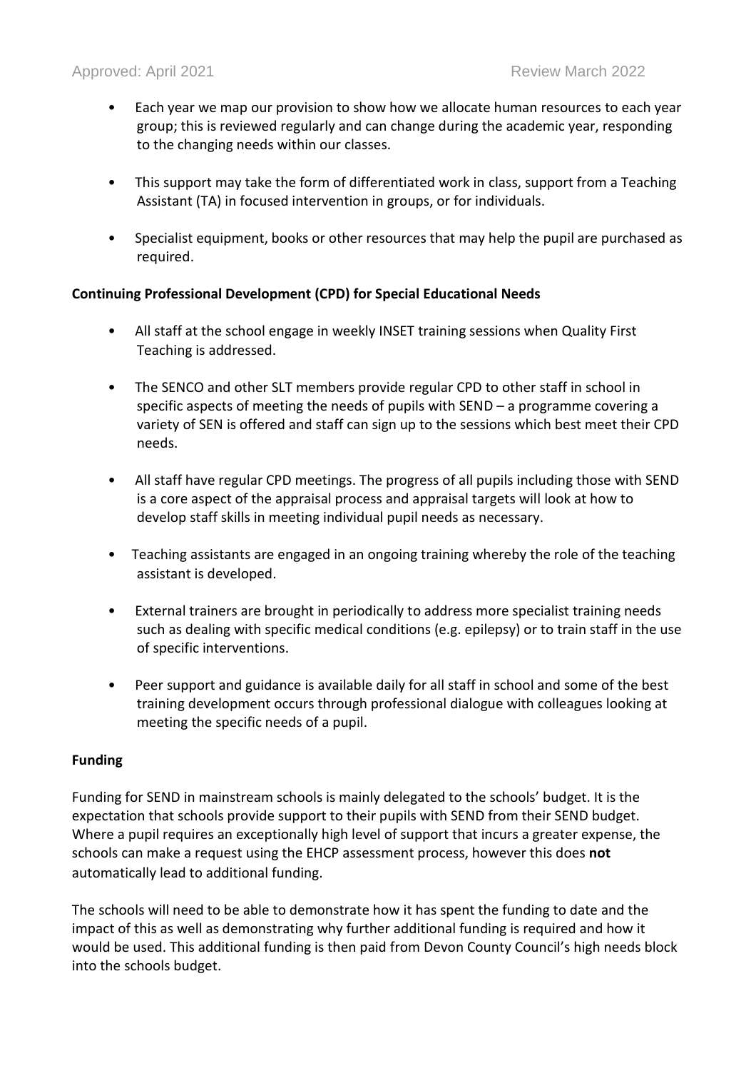- Each year we map our provision to show how we allocate human resources to each year group; this is reviewed regularly and can change during the academic year, responding to the changing needs within our classes.

- This support may take the form of differentiated work in class, support from a Teaching Assistant (TA) in focused intervention in groups, or for individuals.

- Specialist equipment, books or other resources that may help the pupil are purchased as required.

**Continuing Professional Development (CPD) for Special Educational Needs**

- All staff at the school engage in weekly INSET training sessions when Quality First Teaching is addressed.

- The SENCO and other SLT members provide regular CPD to other staff in school in specific aspects of meeting the needs of pupils with SEND – a programme covering a variety of SEN is offered and staff can sign up to the sessions which best meet their CPD needs.

- All staff have regular CPD meetings. The progress of all pupils including those with SEND is a core aspect of the appraisal process and appraisal targets will look at how to develop staff skills in meeting individual pupil needs as necessary.

- Teaching assistants are engaged in an ongoing training whereby the role of the teaching assistant is developed.

- External trainers are brought in periodically to address more specialist training needs such as dealing with specific medical conditions (e.g. epilepsy) or to train staff in the use of specific interventions.

- Peer support and guidance is available daily for all staff in school and some of the best training development occurs through professional dialogue with colleagues looking at meeting the specific needs of a pupil.

**Funding**

Funding for SEND in mainstream schools is mainly delegated to the schools' budget. It is the expectation that schools provide support to their pupils with SEND from their SEND budget. Where a pupil requires an exceptionally high level of support that incurs a greater expense, the schools can make a request using the EHCP assessment process, however this does **not** automatically lead to additional funding.

The schools will need to be able to demonstrate how it has spent the funding to date and the impact of this as well as demonstrating why further additional funding is required and how it would be used. This additional funding is then paid from Devon County Council's high needs block into the schools budget.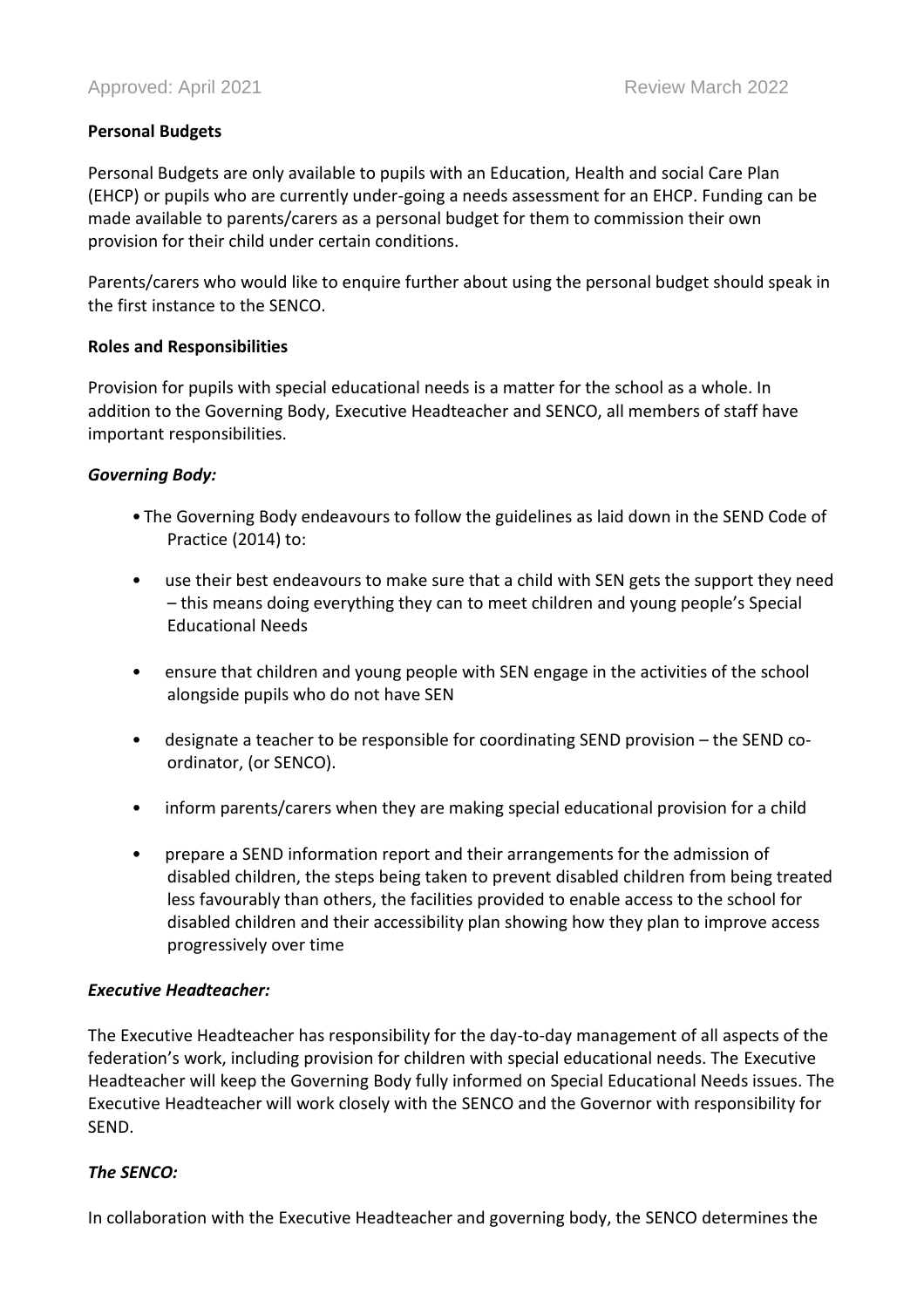**Personal Budgets**

Personal Budgets are only available to pupils with an Education, Health and social Care Plan (EHCP) or pupils who are currently under-going a needs assessment for an EHCP. Funding can be made available to parents/carers as a personal budget for them to commission their own provision for their child under certain conditions.

Parents/carers who would like to enquire further about using the personal budget should speak in the first instance to the SENCO.

**Roles and Responsibilities**

Provision for pupils with special educational needs is a matter for the school as a whole. In addition to the Governing Body, Executive Headteacher and SENCO, all members of staff have important responsibilities.

***Governing Body:***

- The Governing Body endeavours to follow the guidelines as laid down in the SEND Code of Practice (2014) to:
- use their best endeavours to make sure that a child with SEN gets the support they need – this means doing everything they can to meet children and young people's Special Educational Needs
- ensure that children and young people with SEN engage in the activities of the school alongside pupils who do not have SEN
- designate a teacher to be responsible for coordinating SEND provision – the SEND co-ordinator, (or SENCO).
- inform parents/carers when they are making special educational provision for a child
- prepare a SEND information report and their arrangements for the admission of disabled children, the steps being taken to prevent disabled children from being treated less favourably than others, the facilities provided to enable access to the school for disabled children and their accessibility plan showing how they plan to improve access progressively over time

***Executive Headteacher:***

The Executive Headteacher has responsibility for the day-to-day management of all aspects of the federation's work, including provision for children with special educational needs. The Executive Headteacher will keep the Governing Body fully informed on Special Educational Needs issues. The Executive Headteacher will work closely with the SENCO and the Governor with responsibility for SEND.

***The SENCO:***

In collaboration with the Executive Headteacher and governing body, the SENCO determines the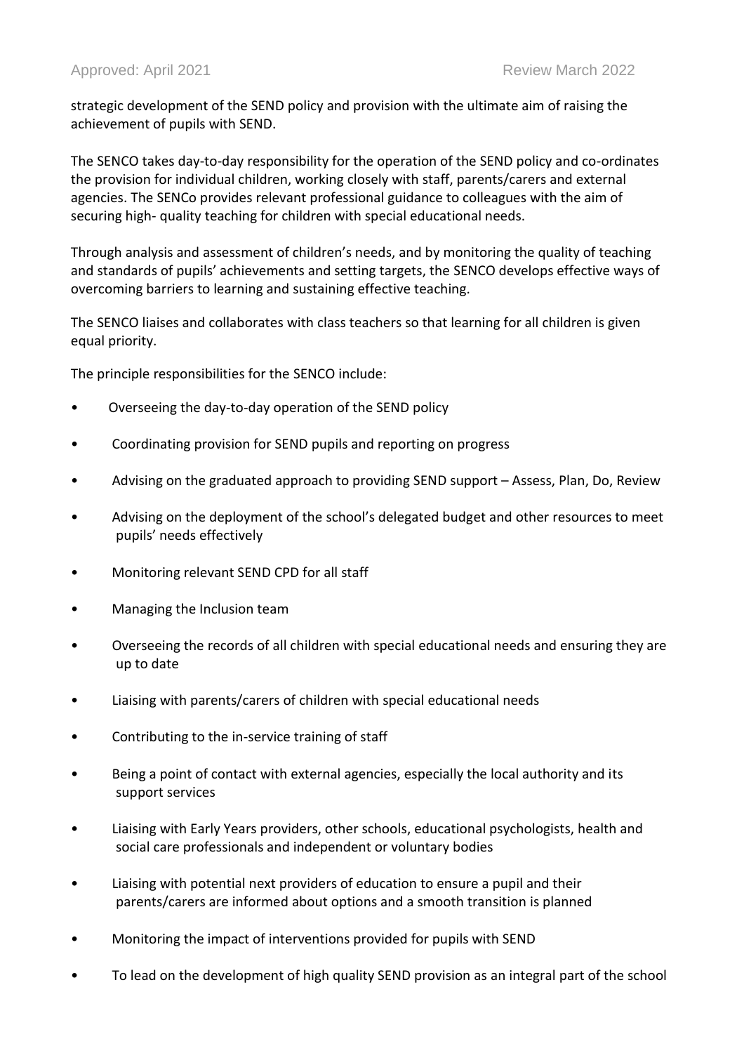strategic development of the SEND policy and provision with the ultimate aim of raising the achievement of pupils with SEND.

The SENCO takes day-to-day responsibility for the operation of the SEND policy and co-ordinates the provision for individual children, working closely with staff, parents/carers and external agencies. The SENCo provides relevant professional guidance to colleagues with the aim of securing high- quality teaching for children with special educational needs.

Through analysis and assessment of children's needs, and by monitoring the quality of teaching and standards of pupils' achievements and setting targets, the SENCO develops effective ways of overcoming barriers to learning and sustaining effective teaching.

The SENCO liaises and collaborates with class teachers so that learning for all children is given equal priority.

The principle responsibilities for the SENCO include:

- Overseeing the day-to-day operation of the SEND policy
- Coordinating provision for SEND pupils and reporting on progress
- Advising on the graduated approach to providing SEND support – Assess, Plan, Do, Review
- Advising on the deployment of the school's delegated budget and other resources to meet pupils' needs effectively
- Monitoring relevant SEND CPD for all staff
- Managing the Inclusion team
- Overseeing the records of all children with special educational needs and ensuring they are up to date
- Liaising with parents/carers of children with special educational needs
- Contributing to the in-service training of staff
- Being a point of contact with external agencies, especially the local authority and its support services
- Liaising with Early Years providers, other schools, educational psychologists, health and social care professionals and independent or voluntary bodies
- Liaising with potential next providers of education to ensure a pupil and their parents/carers are informed about options and a smooth transition is planned
- Monitoring the impact of interventions provided for pupils with SEND
- To lead on the development of high quality SEND provision as an integral part of the school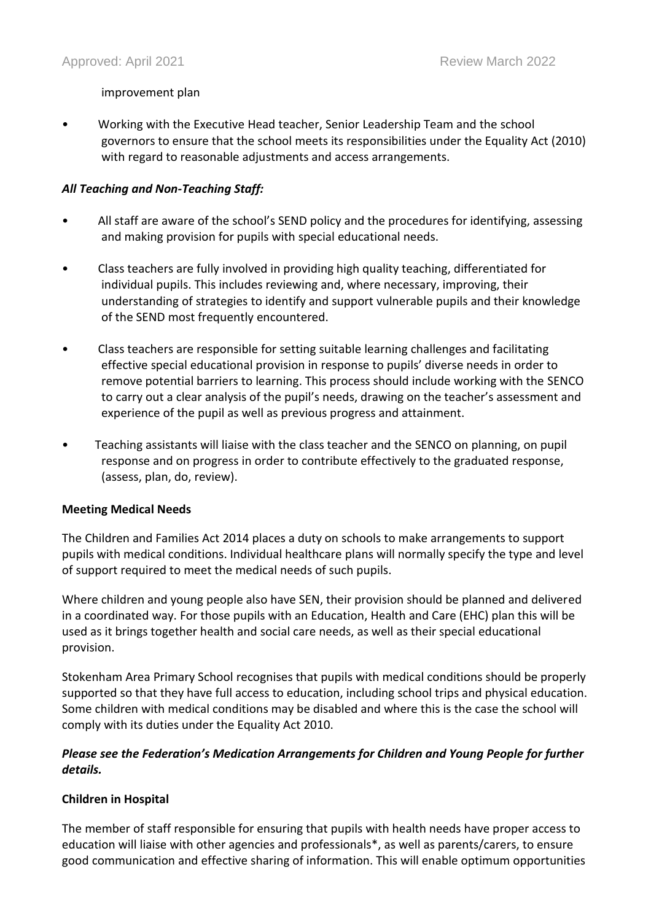improvement plan

- Working with the Executive Head teacher, Senior Leadership Team and the school governors to ensure that the school meets its responsibilities under the Equality Act (2010) with regard to reasonable adjustments and access arrangements.

***All Teaching and Non-Teaching Staff:***

- All staff are aware of the school's SEND policy and the procedures for identifying, assessing and making provision for pupils with special educational needs.

- Class teachers are fully involved in providing high quality teaching, differentiated for individual pupils. This includes reviewing and, where necessary, improving, their understanding of strategies to identify and support vulnerable pupils and their knowledge of the SEND most frequently encountered.

- Class teachers are responsible for setting suitable learning challenges and facilitating effective special educational provision in response to pupils' diverse needs in order to remove potential barriers to learning. This process should include working with the SENCO to carry out a clear analysis of the pupil's needs, drawing on the teacher's assessment and experience of the pupil as well as previous progress and attainment.

- Teaching assistants will liaise with the class teacher and the SENCO on planning, on pupil response and on progress in order to contribute effectively to the graduated response, (assess, plan, do, review).

**Meeting Medical Needs**

The Children and Families Act 2014 places a duty on schools to make arrangements to support pupils with medical conditions. Individual healthcare plans will normally specify the type and level of support required to meet the medical needs of such pupils.

Where children and young people also have SEN, their provision should be planned and delivered in a coordinated way. For those pupils with an Education, Health and Care (EHC) plan this will be used as it brings together health and social care needs, as well as their special educational provision.

Stokenham Area Primary School recognises that pupils with medical conditions should be properly supported so that they have full access to education, including school trips and physical education. Some children with medical conditions may be disabled and where this is the case the school will comply with its duties under the Equality Act 2010.

***Please see the Federation's Medication Arrangements for Children and Young People for further details.***

**Children in Hospital**

The member of staff responsible for ensuring that pupils with health needs have proper access to education will liaise with other agencies and professionals*, as well as parents/carers, to ensure good communication and effective sharing of information. This will enable optimum opportunities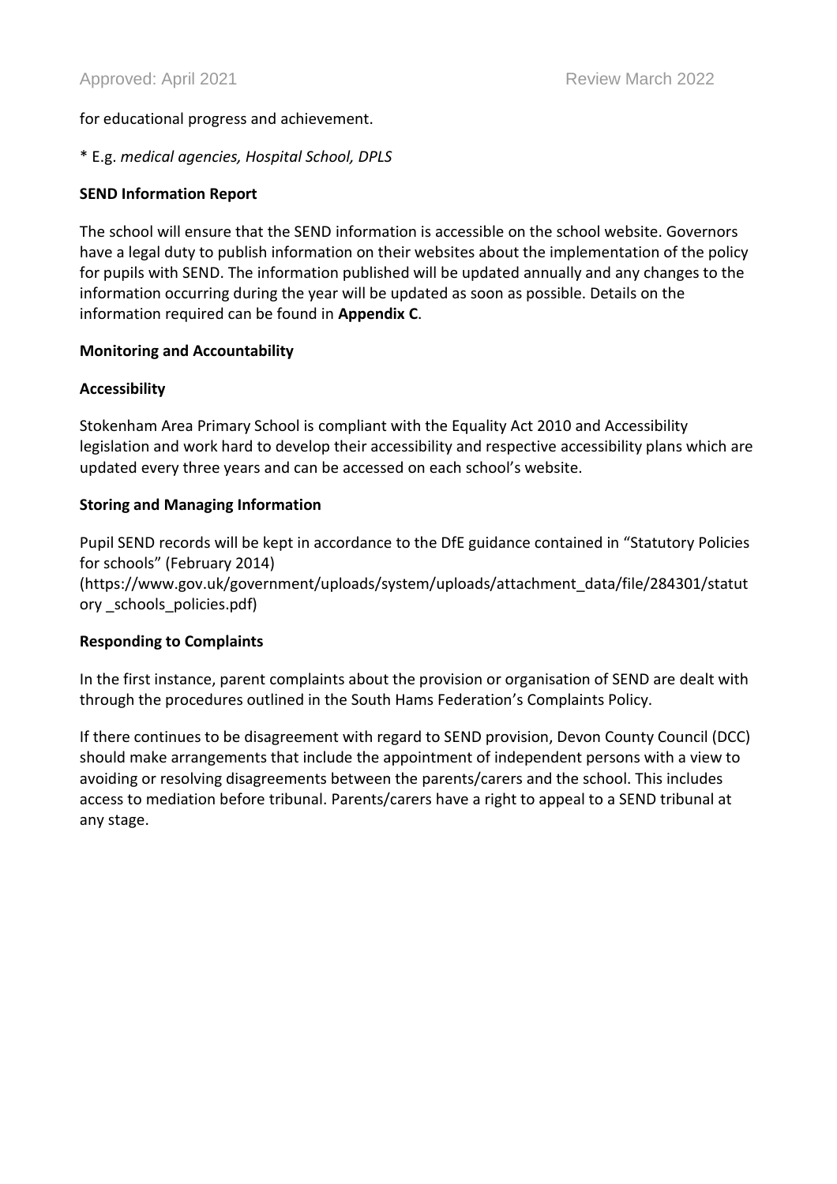for educational progress and achievement.

* E.g. *medical agencies, Hospital School, DPLS*

**SEND Information Report**

The school will ensure that the SEND information is accessible on the school website. Governors have a legal duty to publish information on their websites about the implementation of the policy for pupils with SEND. The information published will be updated annually and any changes to the information occurring during the year will be updated as soon as possible. Details on the information required can be found in **Appendix C**.

**Monitoring and Accountability**

**Accessibility**

Stokenham Area Primary School is compliant with the Equality Act 2010 and Accessibility legislation and work hard to develop their accessibility and respective accessibility plans which are updated every three years and can be accessed on each school's website.

**Storing and Managing Information**

Pupil SEND records will be kept in accordance to the DfE guidance contained in "Statutory Policies for schools" (February 2014) (https://www.gov.uk/government/uploads/system/uploads/attachment_data/file/284301/statutory _schools_policies.pdf)

**Responding to Complaints**

In the first instance, parent complaints about the provision or organisation of SEND are dealt with through the procedures outlined in the South Hams Federation's Complaints Policy.

If there continues to be disagreement with regard to SEND provision, Devon County Council (DCC) should make arrangements that include the appointment of independent persons with a view to avoiding or resolving disagreements between the parents/carers and the school. This includes access to mediation before tribunal. Parents/carers have a right to appeal to a SEND tribunal at any stage.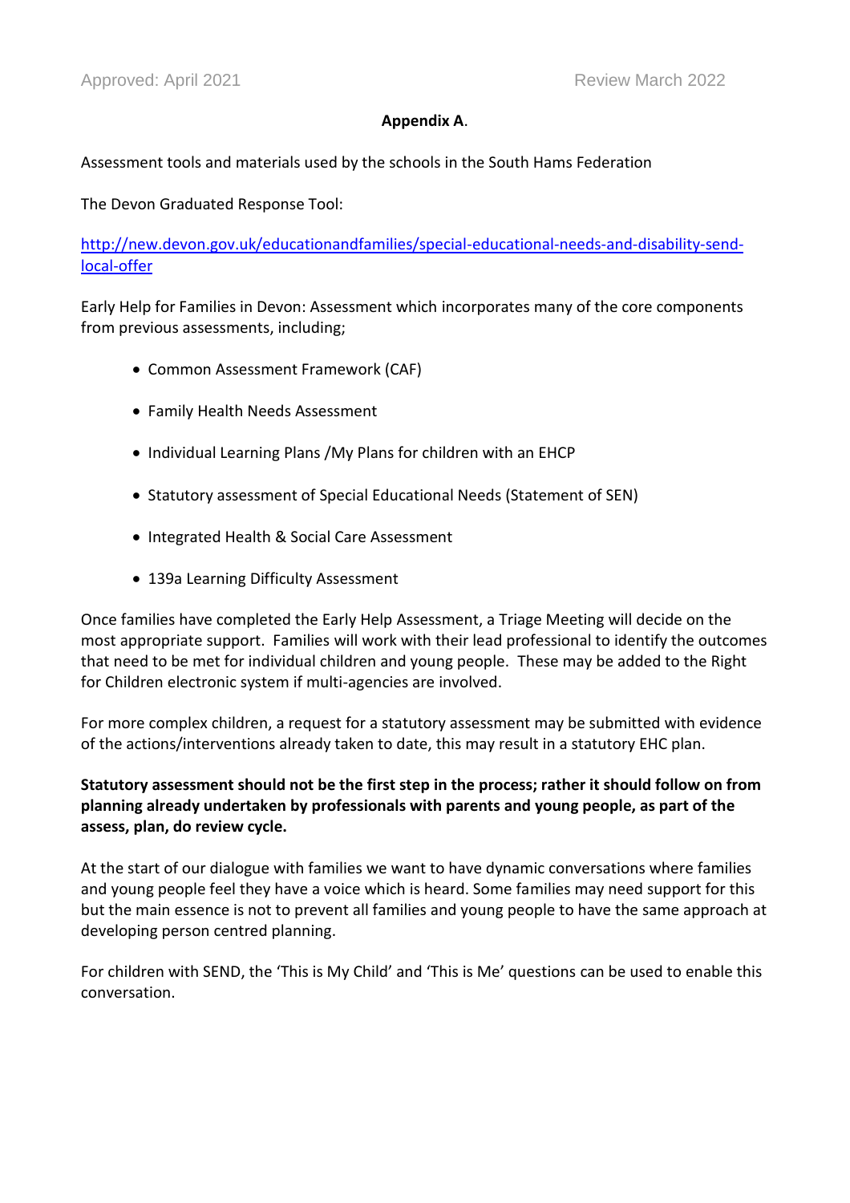**Appendix A**.

Assessment tools and materials used by the schools in the South Hams Federation

The Devon Graduated Response Tool:

[http://new.devon.gov.uk/educationandfamilies/special-educational-needs-and-disability-send-local-offer](http://new.devon.gov.uk/educationandfamilies/special-educational-needs-and-disability-send-local-offer)

Early Help for Families in Devon: Assessment which incorporates many of the core components from previous assessments, including;

- Common Assessment Framework (CAF)
- Family Health Needs Assessment
- Individual Learning Plans /My Plans for children with an EHCP
- Statutory assessment of Special Educational Needs (Statement of SEN)
- Integrated Health & Social Care Assessment
- 139a Learning Difficulty Assessment

Once families have completed the Early Help Assessment, a Triage Meeting will decide on the most appropriate support. Families will work with their lead professional to identify the outcomes that need to be met for individual children and young people. These may be added to the Right for Children electronic system if multi-agencies are involved.

For more complex children, a request for a statutory assessment may be submitted with evidence of the actions/interventions already taken to date, this may result in a statutory EHC plan.

**Statutory assessment should not be the first step in the process; rather it should follow on from planning already undertaken by professionals with parents and young people, as part of the assess, plan, do review cycle.**

At the start of our dialogue with families we want to have dynamic conversations where families and young people feel they have a voice which is heard. Some families may need support for this but the main essence is not to prevent all families and young people to have the same approach at developing person centred planning.

For children with SEND, the 'This is My Child' and 'This is Me' questions can be used to enable this conversation.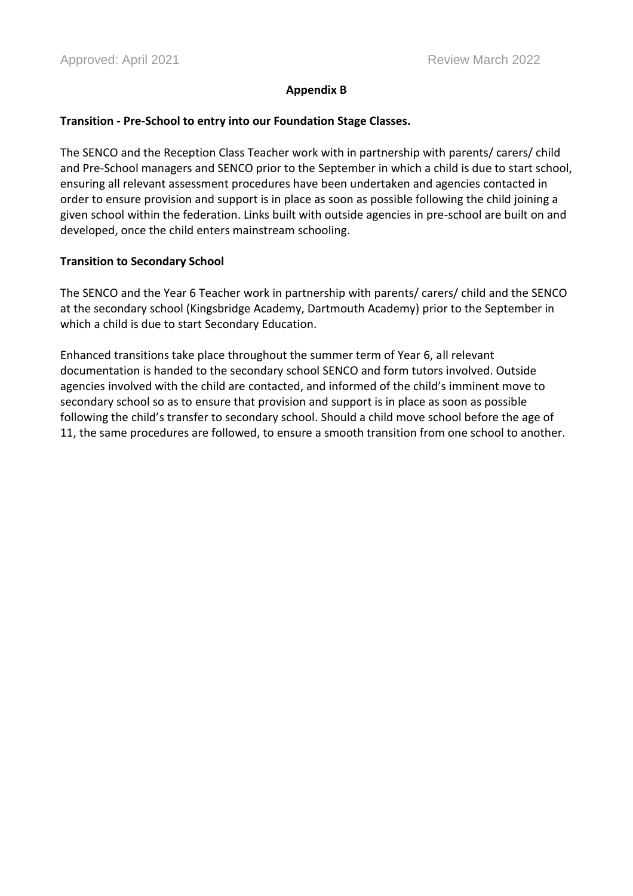## Appendix B

**Transition - Pre-School to entry into our Foundation Stage Classes.**

The SENCO and the Reception Class Teacher work with in partnership with parents/ carers/ child and Pre-School managers and SENCO prior to the September in which a child is due to start school, ensuring all relevant assessment procedures have been undertaken and agencies contacted in order to ensure provision and support is in place as soon as possible following the child joining a given school within the federation. Links built with outside agencies in pre-school are built on and developed, once the child enters mainstream schooling.

**Transition to Secondary School**

The SENCO and the Year 6 Teacher work in partnership with parents/ carers/ child and the SENCO at the secondary school (Kingsbridge Academy, Dartmouth Academy) prior to the September in which a child is due to start Secondary Education.

Enhanced transitions take place throughout the summer term of Year 6, all relevant documentation is handed to the secondary school SENCO and form tutors involved. Outside agencies involved with the child are contacted, and informed of the child's imminent move to secondary school so as to ensure that provision and support is in place as soon as possible following the child's transfer to secondary school. Should a child move school before the age of 11, the same procedures are followed, to ensure a smooth transition from one school to another.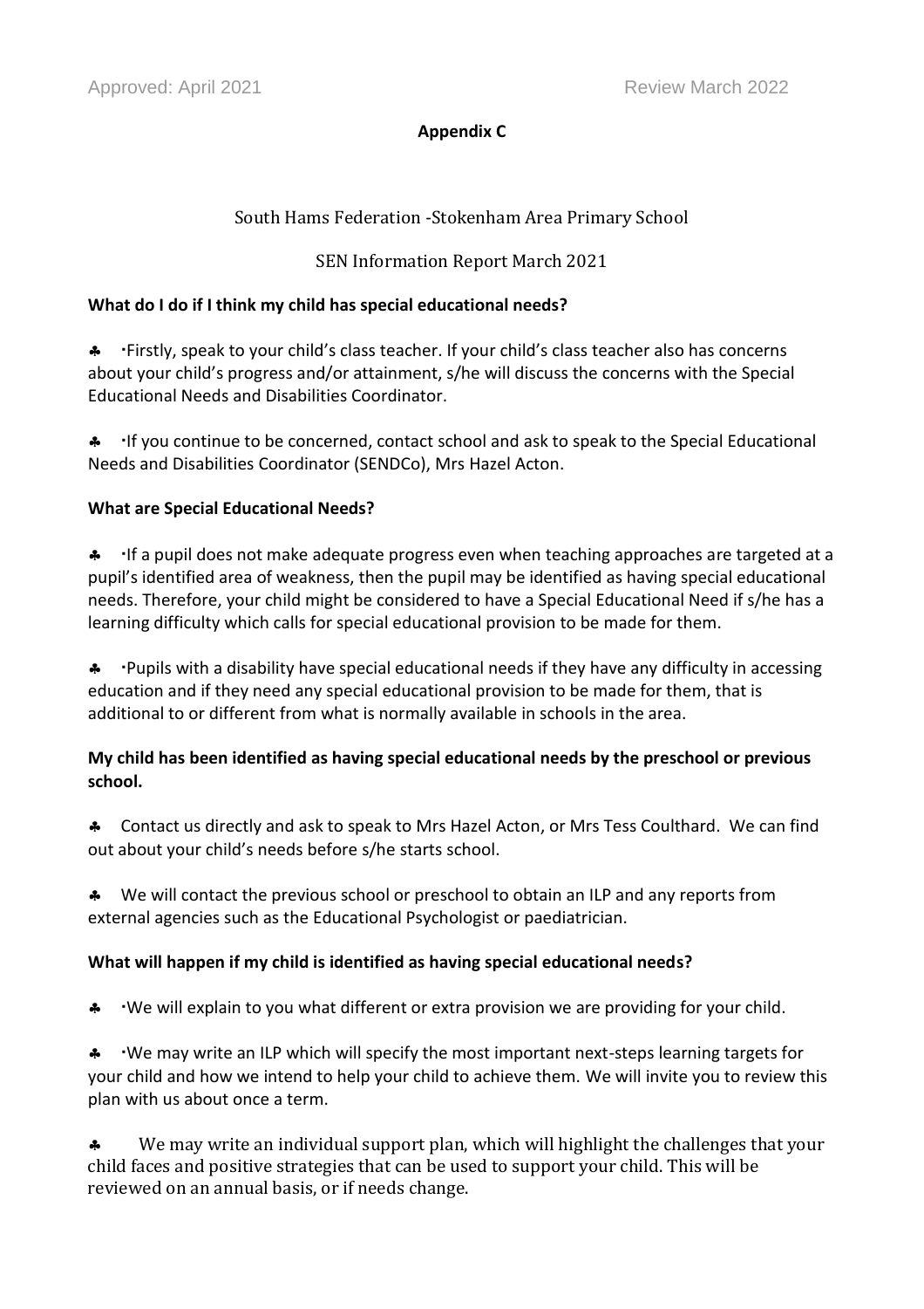Approved: April 2021 Review March 2022

**Appendix C**

South Hams Federation -Stokenham Area Primary School

SEN Information Report March 2021

**What do I do if I think my child has special educational needs?**

- Firstly, speak to your child's class teacher. If your child's class teacher also has concerns about your child's progress and/or attainment, s/he will discuss the concerns with the Special Educational Needs and Disabilities Coordinator.

- If you continue to be concerned, contact school and ask to speak to the Special Educational Needs and Disabilities Coordinator (SENDCo), Mrs Hazel Acton.

**What are Special Educational Needs?**

- If a pupil does not make adequate progress even when teaching approaches are targeted at a pupil's identified area of weakness, then the pupil may be identified as having special educational needs. Therefore, your child might be considered to have a Special Educational Need if s/he has a learning difficulty which calls for special educational provision to be made for them.

- Pupils with a disability have special educational needs if they have any difficulty in accessing education and if they need any special educational provision to be made for them, that is additional to or different from what is normally available in schools in the area.

**My child has been identified as having special educational needs by the preschool or previous school.**

- Contact us directly and ask to speak to Mrs Hazel Acton, or Mrs Tess Coulthard. We can find out about your child's needs before s/he starts school.

- We will contact the previous school or preschool to obtain an ILP and any reports from external agencies such as the Educational Psychologist or paediatrician.

**What will happen if my child is identified as having special educational needs?**

- We will explain to you what different or extra provision we are providing for your child.

- We may write an ILP which will specify the most important next-steps learning targets for your child and how we intend to help your child to achieve them. We will invite you to review this plan with us about once a term.

- We may write an individual support plan, which will highlight the challenges that your child faces and positive strategies that can be used to support your child. This will be reviewed on an annual basis, or if needs change.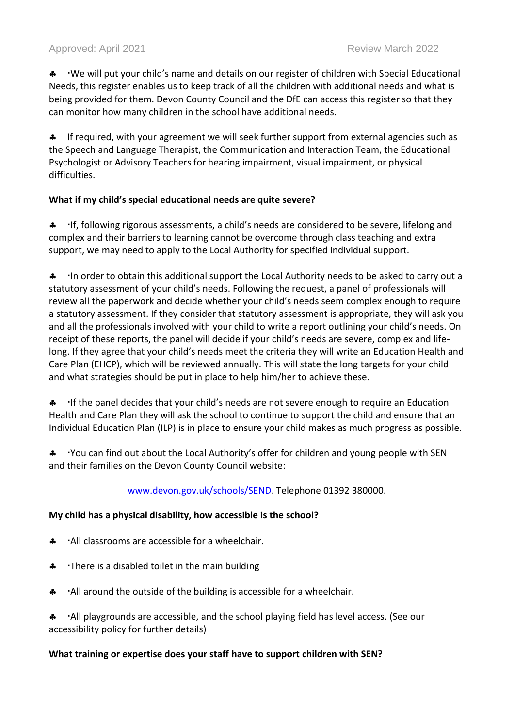- We will put your child's name and details on our register of children with Special Educational Needs, this register enables us to keep track of all the children with additional needs and what is being provided for them. Devon County Council and the DfE can access this register so that they can monitor how many children in the school have additional needs.

- If required, with your agreement we will seek further support from external agencies such as the Speech and Language Therapist, the Communication and Interaction Team, the Educational Psychologist or Advisory Teachers for hearing impairment, visual impairment, or physical difficulties.

**What if my child's special educational needs are quite severe?**

- If, following rigorous assessments, a child's needs are considered to be severe, lifelong and complex and their barriers to learning cannot be overcome through class teaching and extra support, we may need to apply to the Local Authority for specified individual support.

- In order to obtain this additional support the Local Authority needs to be asked to carry out a statutory assessment of your child's needs. Following the request, a panel of professionals will review all the paperwork and decide whether your child's needs seem complex enough to require a statutory assessment. If they consider that statutory assessment is appropriate, they will ask you and all the professionals involved with your child to write a report outlining your child's needs. On receipt of these reports, the panel will decide if your child's needs are severe, complex and life-long. If they agree that your child's needs meet the criteria they will write an Education Health and Care Plan (EHCP), which will be reviewed annually. This will state the long targets for your child and what strategies should be put in place to help him/her to achieve these.

- If the panel decides that your child's needs are not severe enough to require an Education Health and Care Plan they will ask the school to continue to support the child and ensure that an Individual Education Plan (ILP) is in place to ensure your child makes as much progress as possible.

- You can find out about the Local Authority's offer for children and young people with SEN and their families on the Devon County Council website:

www.devon.gov.uk/schools/SEND. Telephone 01392 380000.

**My child has a physical disability, how accessible is the school?**

- All classrooms are accessible for a wheelchair.

- There is a disabled toilet in the main building

- All around the outside of the building is accessible for a wheelchair.

- All playgrounds are accessible, and the school playing field has level access. (See our accessibility policy for further details)

**What training or expertise does your staff have to support children with SEN?**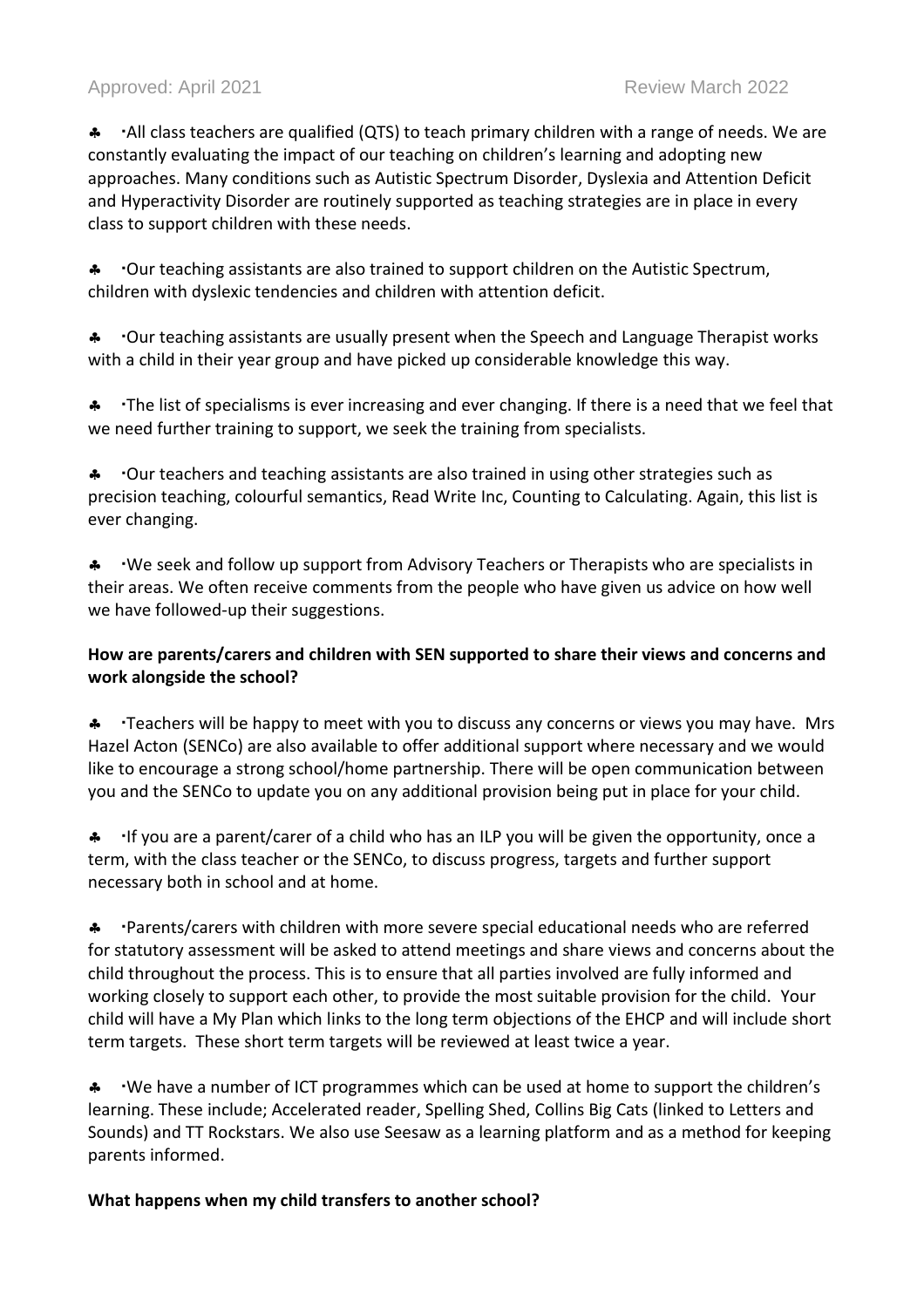- All class teachers are qualified (QTS) to teach primary children with a range of needs. We are constantly evaluating the impact of our teaching on children's learning and adopting new approaches. Many conditions such as Autistic Spectrum Disorder, Dyslexia and Attention Deficit and Hyperactivity Disorder are routinely supported as teaching strategies are in place in every class to support children with these needs.

- Our teaching assistants are also trained to support children on the Autistic Spectrum, children with dyslexic tendencies and children with attention deficit.

- Our teaching assistants are usually present when the Speech and Language Therapist works with a child in their year group and have picked up considerable knowledge this way.

- The list of specialisms is ever increasing and ever changing. If there is a need that we feel that we need further training to support, we seek the training from specialists.

- Our teachers and teaching assistants are also trained in using other strategies such as precision teaching, colourful semantics, Read Write Inc, Counting to Calculating. Again, this list is ever changing.

- We seek and follow up support from Advisory Teachers or Therapists who are specialists in their areas. We often receive comments from the people who have given us advice on how well we have followed-up their suggestions.

**How are parents/carers and children with SEN supported to share their views and concerns and work alongside the school?**

- Teachers will be happy to meet with you to discuss any concerns or views you may have. Mrs Hazel Acton (SENCo) are also available to offer additional support where necessary and we would like to encourage a strong school/home partnership. There will be open communication between you and the SENCo to update you on any additional provision being put in place for your child.

- If you are a parent/carer of a child who has an ILP you will be given the opportunity, once a term, with the class teacher or the SENCo, to discuss progress, targets and further support necessary both in school and at home.

- Parents/carers with children with more severe special educational needs who are referred for statutory assessment will be asked to attend meetings and share views and concerns about the child throughout the process. This is to ensure that all parties involved are fully informed and working closely to support each other, to provide the most suitable provision for the child. Your child will have a My Plan which links to the long term objections of the EHCP and will include short term targets. These short term targets will be reviewed at least twice a year.

- We have a number of ICT programmes which can be used at home to support the children's learning. These include; Accelerated reader, Spelling Shed, Collins Big Cats (linked to Letters and Sounds) and TT Rockstars. We also use Seesaw as a learning platform and as a method for keeping parents informed.

**What happens when my child transfers to another school?**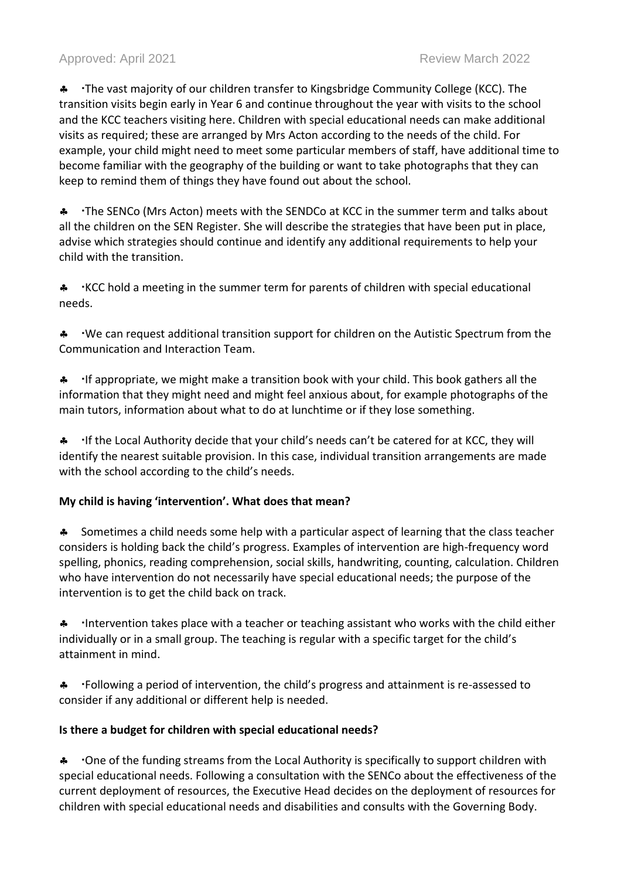- The vast majority of our children transfer to Kingsbridge Community College (KCC). The transition visits begin early in Year 6 and continue throughout the year with visits to the school and the KCC teachers visiting here. Children with special educational needs can make additional visits as required; these are arranged by Mrs Acton according to the needs of the child. For example, your child might need to meet some particular members of staff, have additional time to become familiar with the geography of the building or want to take photographs that they can keep to remind them of things they have found out about the school.

- The SENCo (Mrs Acton) meets with the SENDCo at KCC in the summer term and talks about all the children on the SEN Register. She will describe the strategies that have been put in place, advise which strategies should continue and identify any additional requirements to help your child with the transition.

- KCC hold a meeting in the summer term for parents of children with special educational needs.

- We can request additional transition support for children on the Autistic Spectrum from the Communication and Interaction Team.

- If appropriate, we might make a transition book with your child. This book gathers all the information that they might need and might feel anxious about, for example photographs of the main tutors, information about what to do at lunchtime or if they lose something.

- If the Local Authority decide that your child's needs can't be catered for at KCC, they will identify the nearest suitable provision. In this case, individual transition arrangements are made with the school according to the child's needs.

**My child is having 'intervention'. What does that mean?**

- Sometimes a child needs some help with a particular aspect of learning that the class teacher considers is holding back the child's progress. Examples of intervention are high-frequency word spelling, phonics, reading comprehension, social skills, handwriting, counting, calculation. Children who have intervention do not necessarily have special educational needs; the purpose of the intervention is to get the child back on track.

- Intervention takes place with a teacher or teaching assistant who works with the child either individually or in a small group. The teaching is regular with a specific target for the child's attainment in mind.

- Following a period of intervention, the child's progress and attainment is re-assessed to consider if any additional or different help is needed.

**Is there a budget for children with special educational needs?**

- One of the funding streams from the Local Authority is specifically to support children with special educational needs. Following a consultation with the SENCo about the effectiveness of the current deployment of resources, the Executive Head decides on the deployment of resources for children with special educational needs and disabilities and consults with the Governing Body.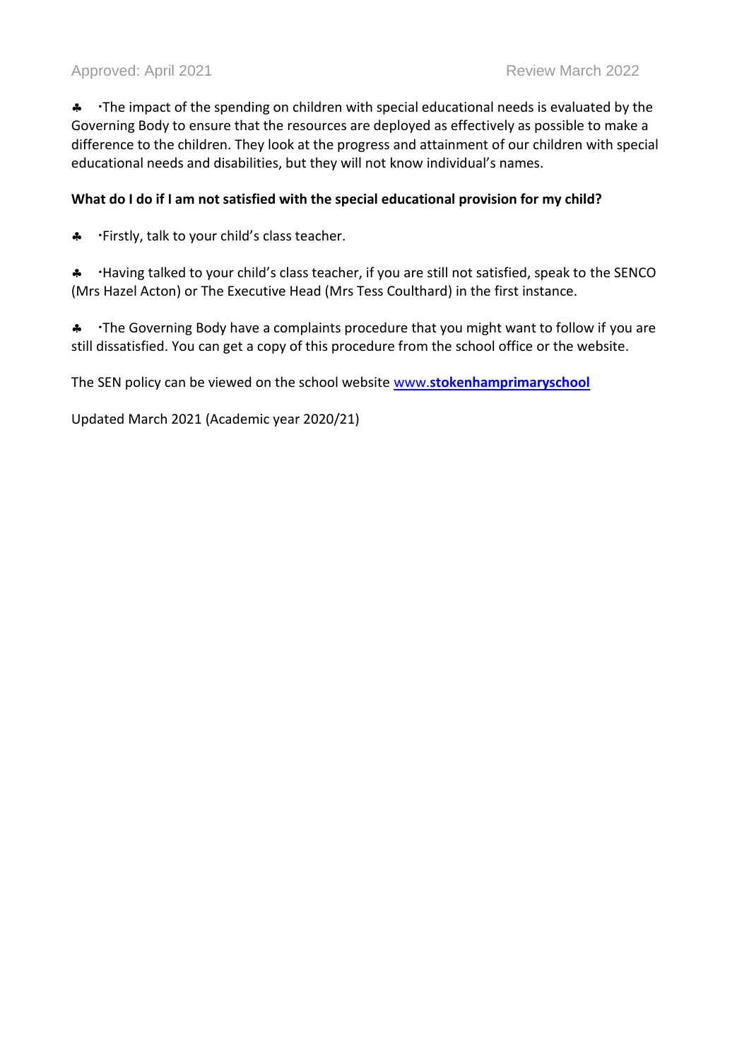- The impact of the spending on children with special educational needs is evaluated by the Governing Body to ensure that the resources are deployed as effectively as possible to make a difference to the children. They look at the progress and attainment of our children with special educational needs and disabilities, but they will not know individual's names.

**What do I do if I am not satisfied with the special educational provision for my child?**

- Firstly, talk to your child's class teacher.

- Having talked to your child's class teacher, if you are still not satisfied, speak to the SENCO (Mrs Hazel Acton) or The Executive Head (Mrs Tess Coulthard) in the first instance.

- The Governing Body have a complaints procedure that you might want to follow if you are still dissatisfied. You can get a copy of this procedure from the school office or the website.

The SEN policy can be viewed on the school website www.**stokenhamprimaryschool**

Updated March 2021 (Academic year 2020/21)